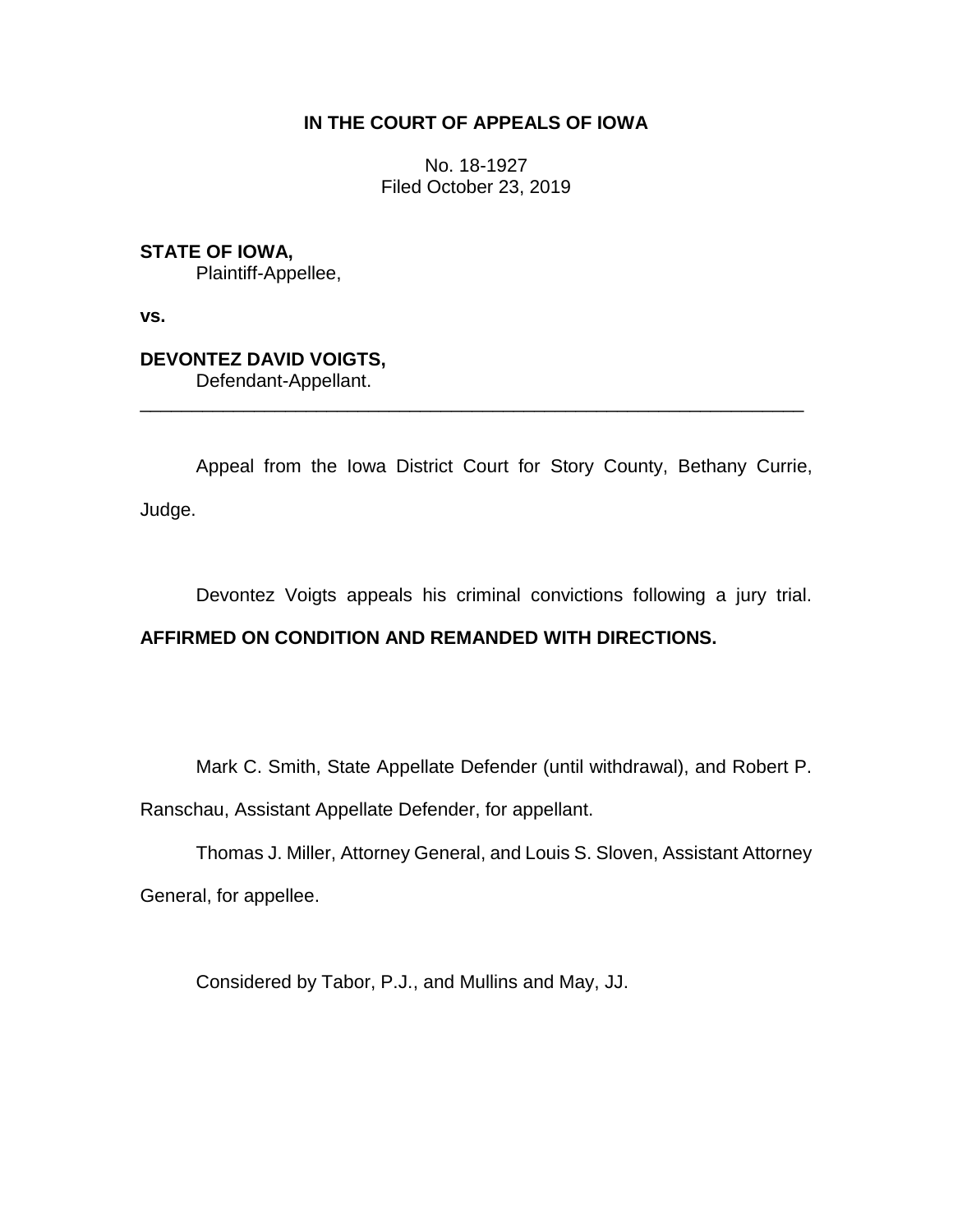**IN THE COURT OF APPEALS OF IOWA**

No. 18-1927
Filed October 23, 2019

**STATE OF IOWA,**
Plaintiff-Appellee,

**vs.**

**DEVONTEZ DAVID VOIGTS,**
Defendant-Appellant.

---

Appeal from the Iowa District Court for Story County, Bethany Currie, Judge.

Devontez Voigts appeals his criminal convictions following a jury trial. **AFFIRMED ON CONDITION AND REMANDED WITH DIRECTIONS.**

Mark C. Smith, State Appellate Defender (until withdrawal), and Robert P. Ranschau, Assistant Appellate Defender, for appellant.

Thomas J. Miller, Attorney General, and Louis S. Sloven, Assistant Attorney General, for appellee.

Considered by Tabor, P.J., and Mullins and May, JJ.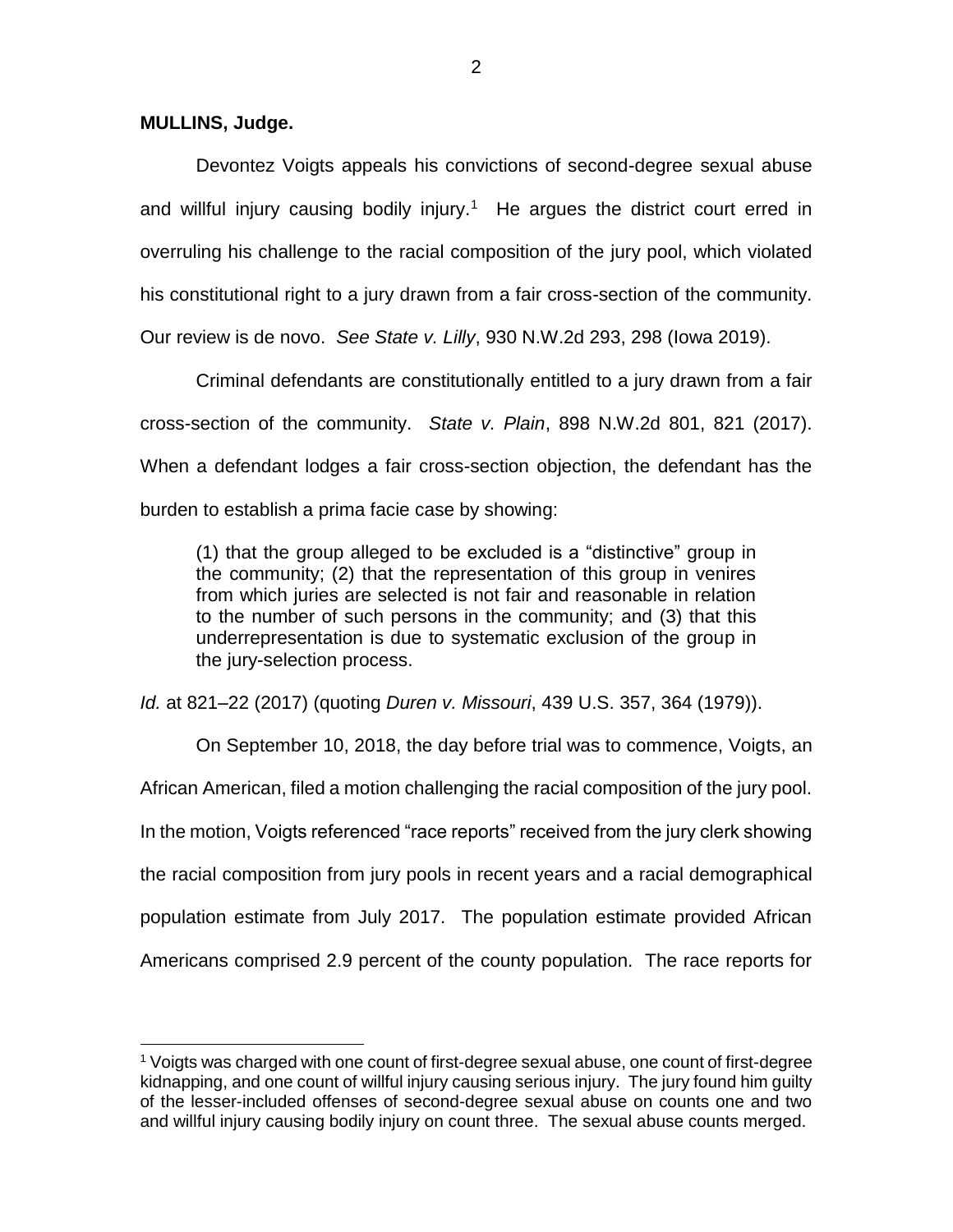**MULLINS, Judge.**

Devontez Voigts appeals his convictions of second-degree sexual abuse and willful injury causing bodily injury.[1] He argues the district court erred in overruling his challenge to the racial composition of the jury pool, which violated his constitutional right to a jury drawn from a fair cross-section of the community. Our review is de novo. *See State v. Lilly*, 930 N.W.2d 293, 298 (Iowa 2019).

Criminal defendants are constitutionally entitled to a jury drawn from a fair cross-section of the community. *State v. Plain*, 898 N.W.2d 801, 821 (2017). When a defendant lodges a fair cross-section objection, the defendant has the burden to establish a prima facie case by showing:

> (1) that the group alleged to be excluded is a "distinctive" group in the community; (2) that the representation of this group in venires from which juries are selected is not fair and reasonable in relation to the number of such persons in the community; and (3) that this underrepresentation is due to systematic exclusion of the group in the jury-selection process.

*Id.* at 821–22 (2017) (quoting *Duren v. Missouri*, 439 U.S. 357, 364 (1979)).

On September 10, 2018, the day before trial was to commence, Voigts, an African American, filed a motion challenging the racial composition of the jury pool. In the motion, Voigts referenced "race reports" received from the jury clerk showing the racial composition from jury pools in recent years and a racial demographical population estimate from July 2017. The population estimate provided African Americans comprised 2.9 percent of the county population. The race reports for

---

[1] Voigts was charged with one count of first-degree sexual abuse, one count of first-degree kidnapping, and one count of willful injury causing serious injury. The jury found him guilty of the lesser-included offenses of second-degree sexual abuse on counts one and two and willful injury causing bodily injury on count three. The sexual abuse counts merged.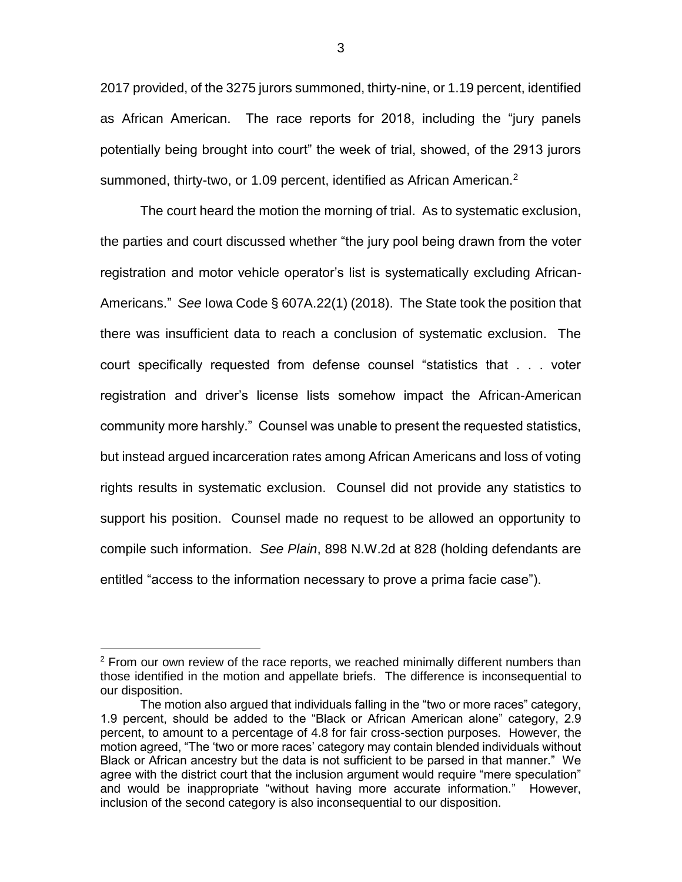2017 provided, of the 3275 jurors summoned, thirty-nine, or 1.19 percent, identified as African American. The race reports for 2018, including the "jury panels potentially being brought into court" the week of trial, showed, of the 2913 jurors summoned, thirty-two, or 1.09 percent, identified as African American.[2]

The court heard the motion the morning of trial. As to systematic exclusion, the parties and court discussed whether "the jury pool being drawn from the voter registration and motor vehicle operator's list is systematically excluding African-Americans." *See* Iowa Code § 607A.22(1) (2018). The State took the position that there was insufficient data to reach a conclusion of systematic exclusion. The court specifically requested from defense counsel "statistics that . . . voter registration and driver's license lists somehow impact the African-American community more harshly." Counsel was unable to present the requested statistics, but instead argued incarceration rates among African Americans and loss of voting rights results in systematic exclusion. Counsel did not provide any statistics to support his position. Counsel made no request to be allowed an opportunity to compile such information. *See Plain*, 898 N.W.2d at 828 (holding defendants are entitled "access to the information necessary to prove a prima facie case").

---

[2] From our own review of the race reports, we reached minimally different numbers than those identified in the motion and appellate briefs. The difference is inconsequential to our disposition.

The motion also argued that individuals falling in the "two or more races" category, 1.9 percent, should be added to the "Black or African American alone" category, 2.9 percent, to amount to a percentage of 4.8 for fair cross-section purposes. However, the motion agreed, "The 'two or more races' category may contain blended individuals without Black or African ancestry but the data is not sufficient to be parsed in that manner." We agree with the district court that the inclusion argument would require "mere speculation" and would be inappropriate "without having more accurate information." However, inclusion of the second category is also inconsequential to our disposition.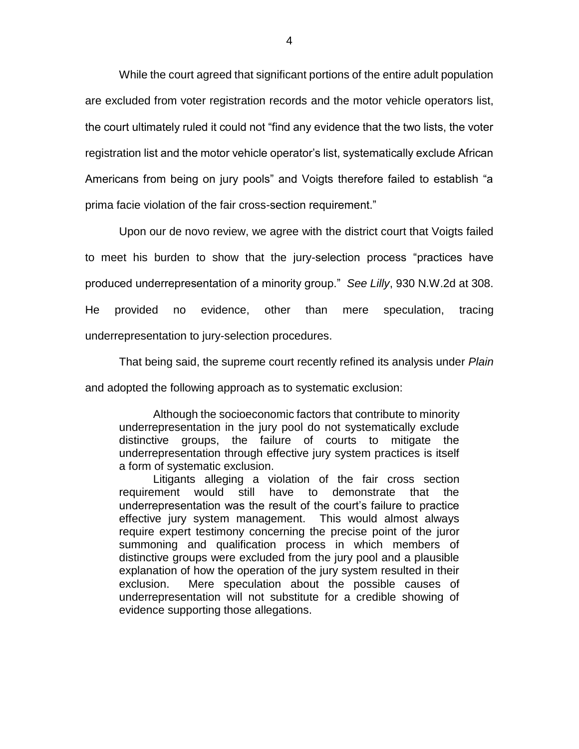While the court agreed that significant portions of the entire adult population are excluded from voter registration records and the motor vehicle operators list, the court ultimately ruled it could not "find any evidence that the two lists, the voter registration list and the motor vehicle operator's list, systematically exclude African Americans from being on jury pools" and Voigts therefore failed to establish "a prima facie violation of the fair cross-section requirement."

Upon our de novo review, we agree with the district court that Voigts failed to meet his burden to show that the jury-selection process "practices have produced underrepresentation of a minority group." *See Lilly*, 930 N.W.2d at 308. He provided no evidence, other than mere speculation, tracing underrepresentation to jury-selection procedures.

That being said, the supreme court recently refined its analysis under *Plain* and adopted the following approach as to systematic exclusion:

> Although the socioeconomic factors that contribute to minority underrepresentation in the jury pool do not systematically exclude distinctive groups, the failure of courts to mitigate the underrepresentation through effective jury system practices is itself a form of systematic exclusion.
>
> Litigants alleging a violation of the fair cross section requirement would still have to demonstrate that the underrepresentation was the result of the court's failure to practice effective jury system management. This would almost always require expert testimony concerning the precise point of the juror summoning and qualification process in which members of distinctive groups were excluded from the jury pool and a plausible explanation of how the operation of the jury system resulted in their exclusion. Mere speculation about the possible causes of underrepresentation will not substitute for a credible showing of evidence supporting those allegations.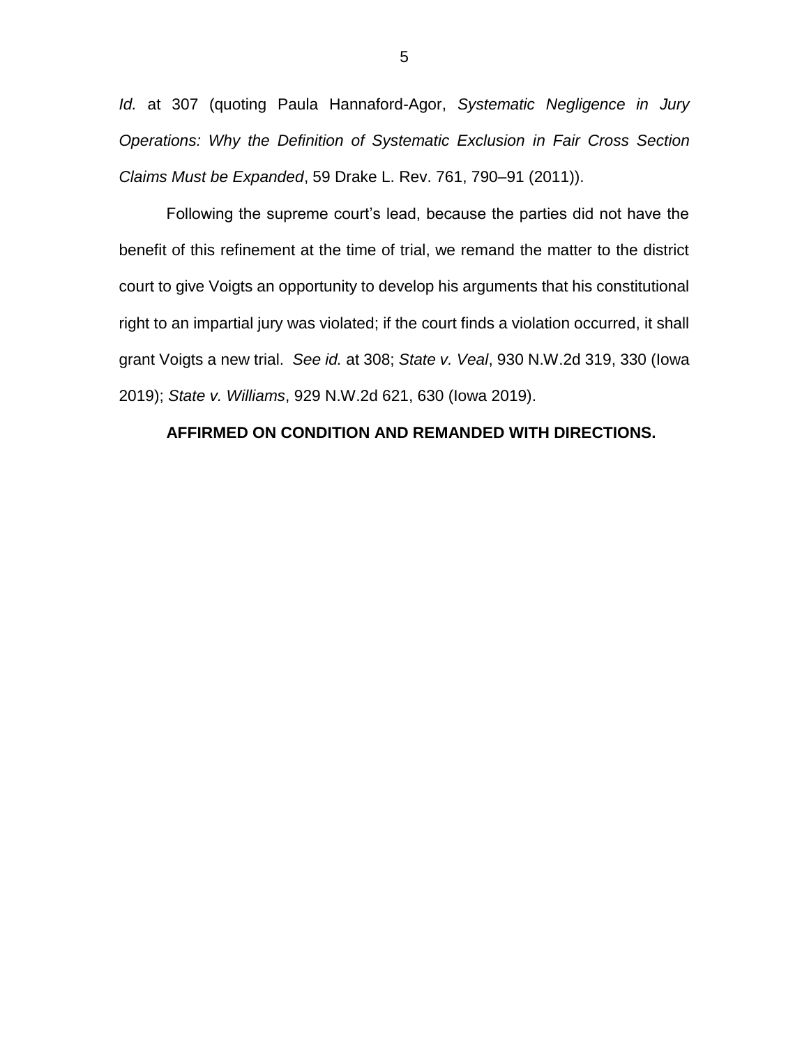*Id.* at 307 (quoting Paula Hannaford-Agor, *Systematic Negligence in Jury Operations: Why the Definition of Systematic Exclusion in Fair Cross Section Claims Must be Expanded*, 59 Drake L. Rev. 761, 790–91 (2011)).

Following the supreme court's lead, because the parties did not have the benefit of this refinement at the time of trial, we remand the matter to the district court to give Voigts an opportunity to develop his arguments that his constitutional right to an impartial jury was violated; if the court finds a violation occurred, it shall grant Voigts a new trial. *See id.* at 308; *State v. Veal*, 930 N.W.2d 319, 330 (Iowa 2019); *State v. Williams*, 929 N.W.2d 621, 630 (Iowa 2019).

**AFFIRMED ON CONDITION AND REMANDED WITH DIRECTIONS.**